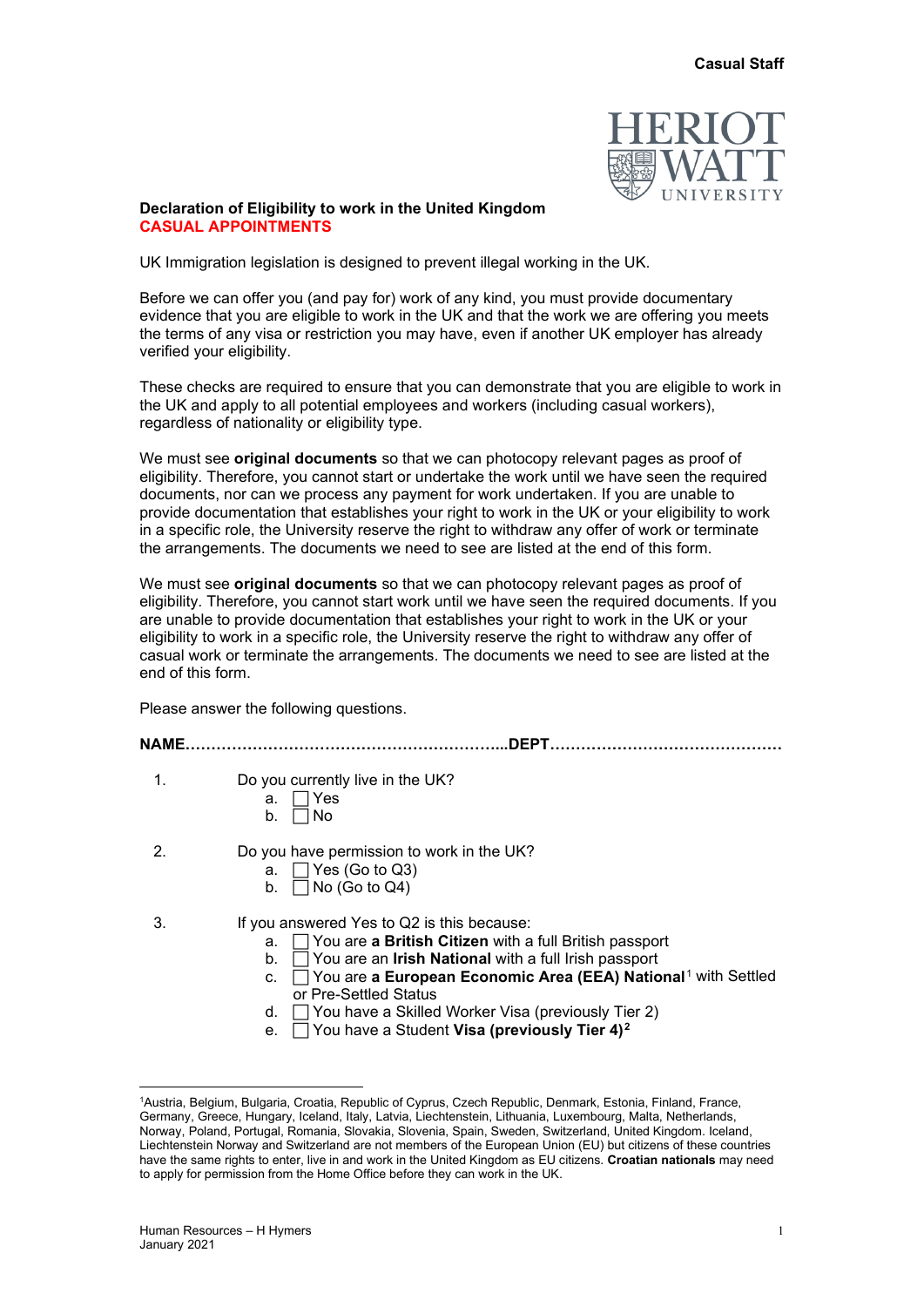**Casual Staff**

**Declaration of Eligibility to work in the United Kingdom**
**CASUAL APPOINTMENTS**

UK Immigration legislation is designed to prevent illegal working in the UK.

Before we can offer you (and pay for) work of any kind, you must provide documentary evidence that you are eligible to work in the UK and that the work we are offering you meets the terms of any visa or restriction you may have, even if another UK employer has already verified your eligibility.

These checks are required to ensure that you can demonstrate that you are eligible to work in the UK and apply to all potential employees and workers (including casual workers), regardless of nationality or eligibility type.

We must see **original documents** so that we can photocopy relevant pages as proof of eligibility. Therefore, you cannot start or undertake the work until we have seen the required documents, nor can we process any payment for work undertaken. If you are unable to provide documentation that establishes your right to work in the UK or your eligibility to work in a specific role, the University reserve the right to withdraw any offer of work or terminate the arrangements. The documents we need to see are listed at the end of this form.

We must see **original documents** so that we can photocopy relevant pages as proof of eligibility. Therefore, you cannot start work until we have seen the required documents. If you are unable to provide documentation that establishes your right to work in the UK or your eligibility to work in a specific role, the University reserve the right to withdraw any offer of casual work or terminate the arrangements. The documents we need to see are listed at the end of this form.

Please answer the following questions.

**NAME……………………………………………………...DEPT………………………………………**

1. Do you currently live in the UK?
   - a. ☐ Yes
   - b. ☐ No

2. Do you have permission to work in the UK?
   - a. ☐ Yes (Go to Q3)
   - b. ☐ No (Go to Q4)

3. If you answered Yes to Q2 is this because:
   - a. ☐ You are **a British Citizen** with a full British passport
   - b. ☐ You are an **Irish National** with a full Irish passport
   - c. ☐ You are **a European Economic Area (EEA) National**[1] with Settled or Pre-Settled Status
   - d. ☐ You have a Skilled Worker Visa (previously Tier 2)
   - e. ☐ You have a Student **Visa (previously Tier 4)**[2]

---

[1]Austria, Belgium, Bulgaria, Croatia, Republic of Cyprus, Czech Republic, Denmark, Estonia, Finland, France, Germany, Greece, Hungary, Iceland, Italy, Latvia, Liechtenstein, Lithuania, Luxembourg, Malta, Netherlands, Norway, Poland, Portugal, Romania, Slovakia, Slovenia, Spain, Sweden, Switzerland, United Kingdom. Iceland, Liechtenstein Norway and Switzerland are not members of the European Union (EU) but citizens of these countries have the same rights to enter, live in and work in the United Kingdom as EU citizens. **Croatian nationals** may need to apply for permission from the Home Office before they can work in the UK.

Human Resources – H Hymers
January 2021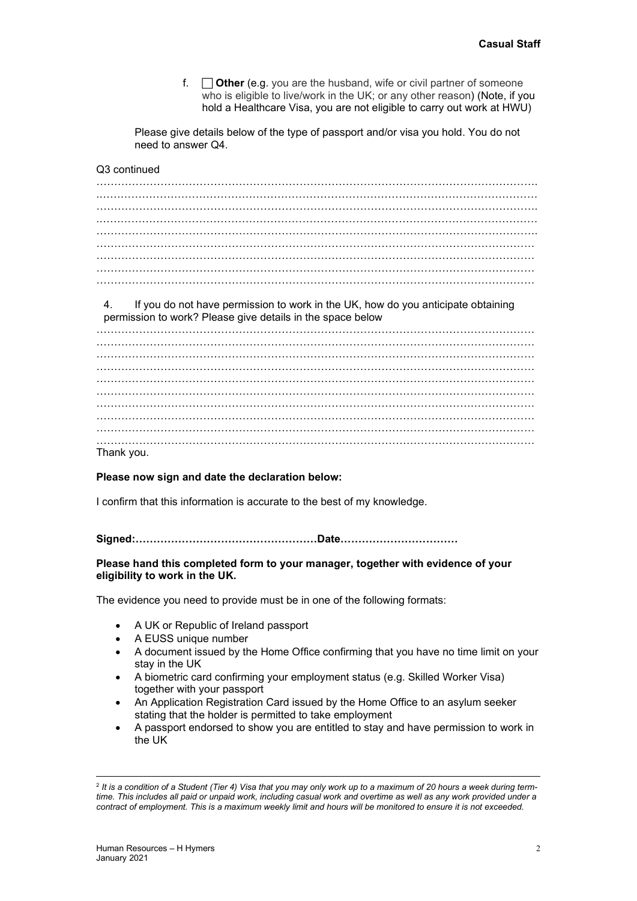f. ☐ **Other** (e.g. you are the husband, wife or civil partner of someone who is eligible to live/work in the UK; or any other reason) (Note, if you hold a Healthcare Visa, you are not eligible to carry out work at HWU)

Please give details below of the type of passport and/or visa you hold. You do not need to answer Q4.

Q3 continued

…………………………………………………………………………………………………………
…………………………………………………………………………………………………………
…………………………………………………………………………………………………………
…………………………………………………………………………………………………………
…………………………………………………………………………………………………………
…………………………………………………………………………………………………………
…………………………………………………………………………………………………………
…………………………………………………………………………………………………………
…………………………………………………………………………………………………………

4. If you do not have permission to work in the UK, how do you anticipate obtaining permission to work? Please give details in the space below

…………………………………………………………………………………………………………
…………………………………………………………………………………………………………
…………………………………………………………………………………………………………
…………………………………………………………………………………………………………
…………………………………………………………………………………………………………
…………………………………………………………………………………………………………
…………………………………………………………………………………………………………
…………………………………………………………………………………………………………
…………………………………………………………………………………………………………
…………………………………………………………………………………………………………

Thank you.

**Please now sign and date the declaration below:**

I confirm that this information is accurate to the best of my knowledge.

**Signed:……………………………………………Date……………………………**

**Please hand this completed form to your manager, together with evidence of your eligibility to work in the UK.**

The evidence you need to provide must be in one of the following formats:

- A UK or Republic of Ireland passport
- A EUSS unique number
- A document issued by the Home Office confirming that you have no time limit on your stay in the UK
- A biometric card confirming your employment status (e.g. Skilled Worker Visa) together with your passport
- An Application Registration Card issued by the Home Office to an asylum seeker stating that the holder is permitted to take employment
- A passport endorsed to show you are entitled to stay and have permission to work in the UK

---

[2] *It is a condition of a Student (Tier 4) Visa that you may only work up to a maximum of 20 hours a week during term-time. This includes all paid or unpaid work, including casual work and overtime as well as any work provided under a contract of employment. This is a maximum weekly limit and hours will be monitored to ensure it is not exceeded.*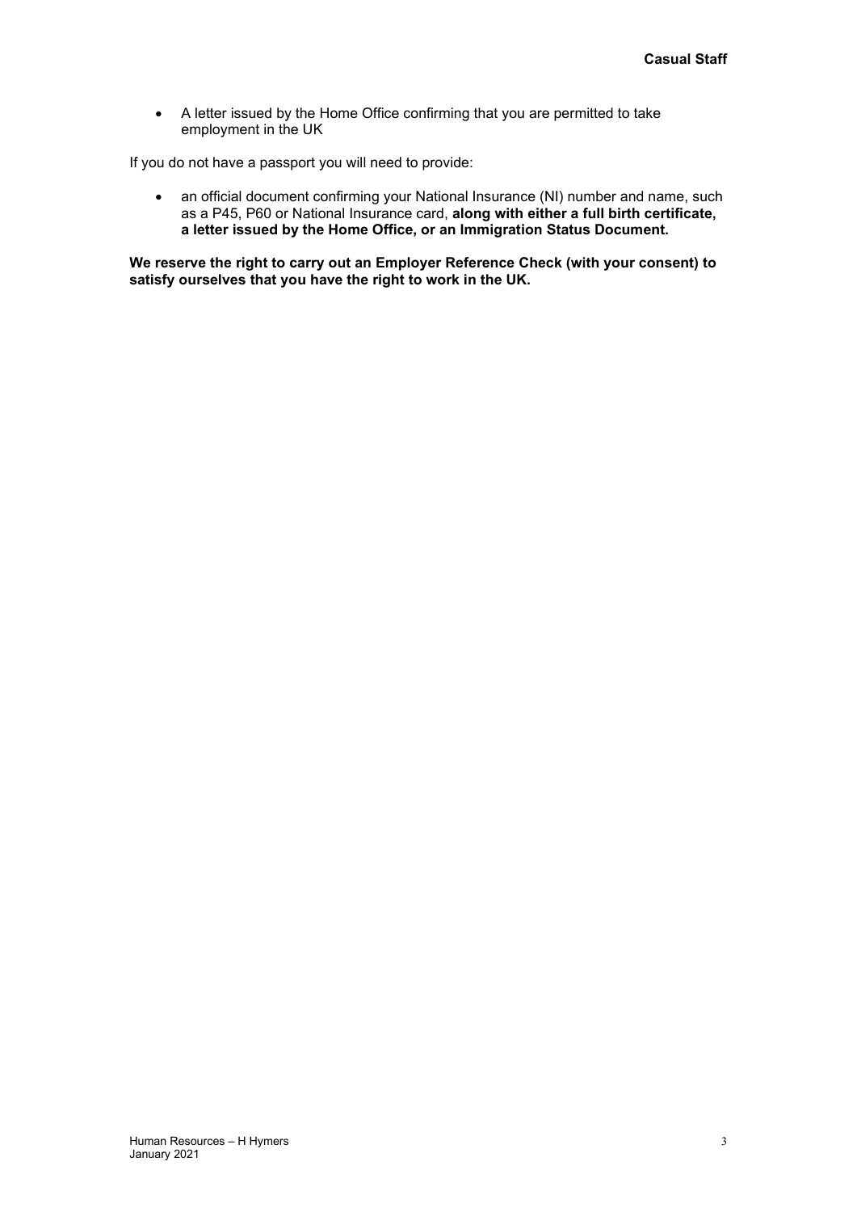- A letter issued by the Home Office confirming that you are permitted to take employment in the UK

If you do not have a passport you will need to provide:

- an official document confirming your National Insurance (NI) number and name, such as a P45, P60 or National Insurance card, **along with either a full birth certificate, a letter issued by the Home Office, or an Immigration Status Document.**

**We reserve the right to carry out an Employer Reference Check (with your consent) to satisfy ourselves that you have the right to work in the UK.**